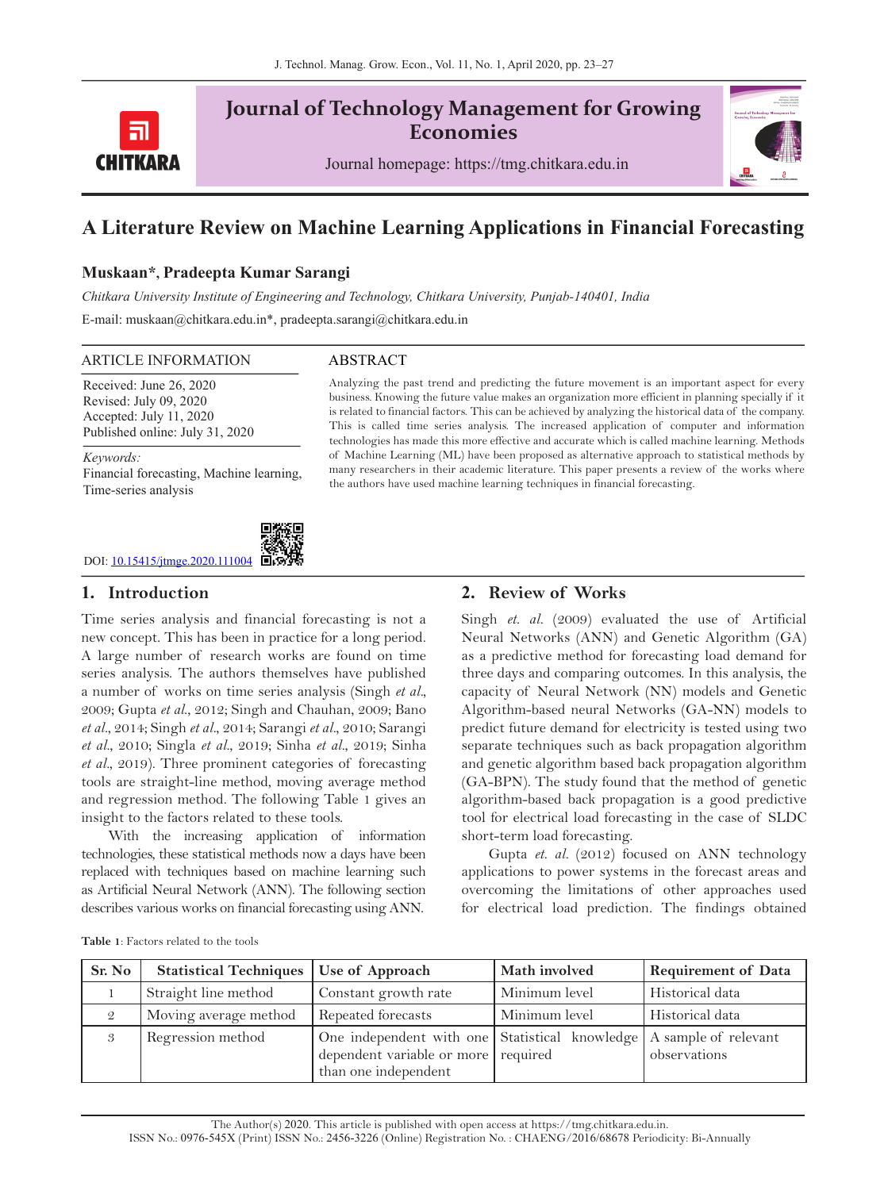# Journal of Technology Management for Growing Economies

Journal homepage: https://tmg.chitkara.edu.in

# A Literature Review on Machine Learning Applications in Financial Forecasting

**Muskaan*, Pradeepta Kumar Sarangi**

*Chitkara University Institute of Engineering and Technology, Chitkara University, Punjab-140401, India*

E-mail: muskaan@chitkara.edu.in*, pradeepta.sarangi@chitkara.edu.in

## ARTICLE INFORMATION

Received: June 26, 2020
Revised: July 09, 2020
Accepted: July 11, 2020
Published online: July 31, 2020

*Keywords:*
Financial forecasting, Machine learning, Time-series analysis

DOI: 10.15415/jtmge.2020.111004

## ABSTRACT

Analyzing the past trend and predicting the future movement is an important aspect for every business. Knowing the future value makes an organization more efficient in planning specially if it is related to financial factors. This can be achieved by analyzing the historical data of the company. This is called time series analysis. The increased application of computer and information technologies has made this more effective and accurate which is called machine learning. Methods of Machine Learning (ML) have been proposed as alternative approach to statistical methods by many researchers in their academic literature. This paper presents a review of the works where the authors have used machine learning techniques in financial forecasting.

## 1. Introduction

Time series analysis and financial forecasting is not a new concept. This has been in practice for a long period. A large number of research works are found on time series analysis. The authors themselves have published a number of works on time series analysis (Singh *et al*., 2009; Gupta *et al*., 2012; Singh and Chauhan, 2009; Bano *et al*., 2014; Singh *et al*., 2014; Sarangi *et al*., 2010; Sarangi *et al*., 2010; Singla *et al*., 2019; Sinha *et al*., 2019; Sinha *et al*., 2019). Three prominent categories of forecasting tools are straight-line method, moving average method and regression method. The following Table 1 gives an insight to the factors related to these tools.

With the increasing application of information technologies, these statistical methods now a days have been replaced with techniques based on machine learning such as Artificial Neural Network (ANN). The following section describes various works on financial forecasting using ANN.

**Table 1**: Factors related to the tools

| Sr. No | Statistical Techniques | Use of Approach | Math involved | Requirement of Data |
|---|---|---|---|---|
| 1 | Straight line method | Constant growth rate | Minimum level | Historical data |
| 2 | Moving average method | Repeated forecasts | Minimum level | Historical data |
| 3 | Regression method | One independent with one dependent variable or more than one independent | Statistical knowledge required | A sample of relevant observations |

## 2. Review of Works

Singh *et. al*. (2009) evaluated the use of Artificial Neural Networks (ANN) and Genetic Algorithm (GA) as a predictive method for forecasting load demand for three days and comparing outcomes. In this analysis, the capacity of Neural Network (NN) models and Genetic Algorithm-based neural Networks (GA-NN) models to predict future demand for electricity is tested using two separate techniques such as back propagation algorithm and genetic algorithm based back propagation algorithm (GA-BPN). The study found that the method of genetic algorithm-based back propagation is a good predictive tool for electrical load forecasting in the case of SLDC short-term load forecasting.

Gupta *et. al*. (2012) focused on ANN technology applications to power systems in the forecast areas and overcoming the limitations of other approaches used for electrical load prediction. The findings obtained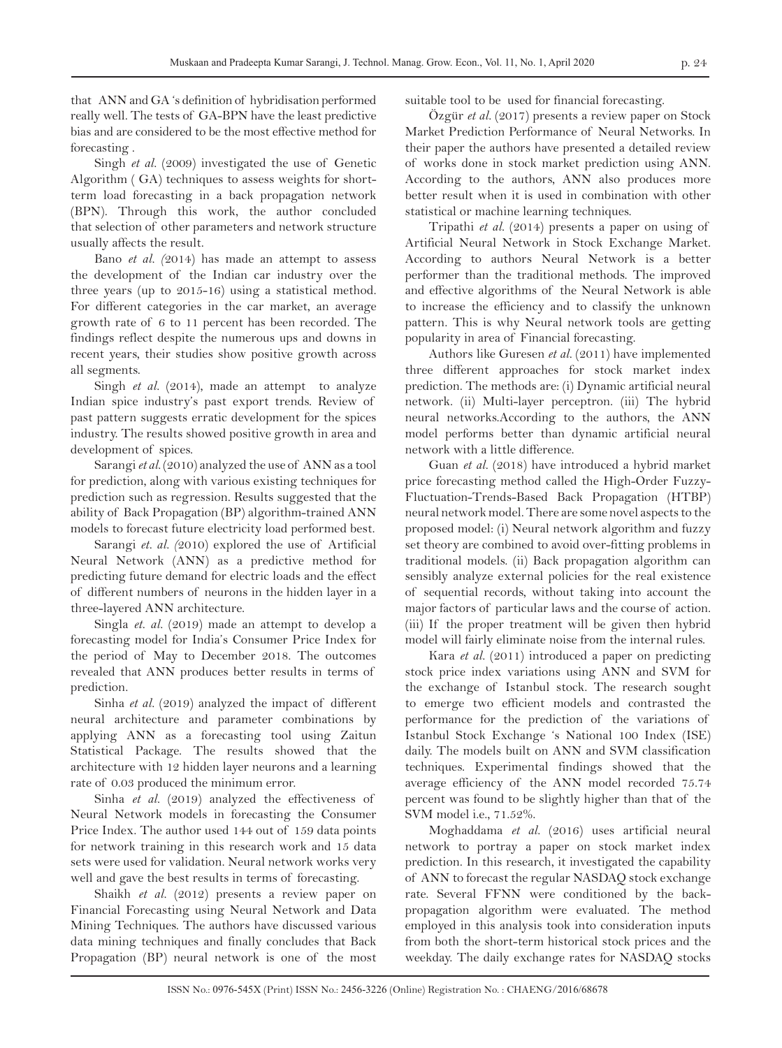that ANN and GA 's definition of hybridisation performed really well. The tests of GA-BPN have the least predictive bias and are considered to be the most effective method for forecasting .

Singh *et al.* (2009) investigated the use of Genetic Algorithm ( GA) techniques to assess weights for short-term load forecasting in a back propagation network (BPN). Through this work, the author concluded that selection of other parameters and network structure usually affects the result.

Bano *et al. (*2014) has made an attempt to assess the development of the Indian car industry over the three years (up to 2015-16) using a statistical method. For different categories in the car market, an average growth rate of 6 to 11 percent has been recorded. The findings reflect despite the numerous ups and downs in recent years, their studies show positive growth across all segments.

Singh *et al.* (2014), made an attempt to analyze Indian spice industry's past export trends. Review of past pattern suggests erratic development for the spices industry. The results showed positive growth in area and development of spices.

Sarangi *et al.* (2010) analyzed the use of ANN as a tool for prediction, along with various existing techniques for prediction such as regression. Results suggested that the ability of Back Propagation (BP) algorithm-trained ANN models to forecast future electricity load performed best.

Sarangi *et. al. (*2010) explored the use of Artificial Neural Network (ANN) as a predictive method for predicting future demand for electric loads and the effect of different numbers of neurons in the hidden layer in a three-layered ANN architecture.

Singla *et. al.* (2019) made an attempt to develop a forecasting model for India's Consumer Price Index for the period of May to December 2018. The outcomes revealed that ANN produces better results in terms of prediction.

Sinha *et al.* (2019) analyzed the impact of different neural architecture and parameter combinations by applying ANN as a forecasting tool using Zaitun Statistical Package. The results showed that the architecture with 12 hidden layer neurons and a learning rate of 0.03 produced the minimum error.

Sinha *et al.* (2019) analyzed the effectiveness of Neural Network models in forecasting the Consumer Price Index. The author used 144 out of 159 data points for network training in this research work and 15 data sets were used for validation. Neural network works very well and gave the best results in terms of forecasting.

Shaikh *et al.* (2012) presents a review paper on Financial Forecasting using Neural Network and Data Mining Techniques. The authors have discussed various data mining techniques and finally concludes that Back Propagation (BP) neural network is one of the most suitable tool to be used for financial forecasting.

Özgür *et al.* (2017) presents a review paper on Stock Market Prediction Performance of Neural Networks. In their paper the authors have presented a detailed review of works done in stock market prediction using ANN. According to the authors, ANN also produces more better result when it is used in combination with other statistical or machine learning techniques.

Tripathi *et al.* (2014) presents a paper on using of Artificial Neural Network in Stock Exchange Market. According to authors Neural Network is a better performer than the traditional methods. The improved and effective algorithms of the Neural Network is able to increase the efficiency and to classify the unknown pattern. This is why Neural network tools are getting popularity in area of Financial forecasting.

Authors like Guresen *et al.* (2011) have implemented three different approaches for stock market index prediction. The methods are: (i) Dynamic artificial neural network. (ii) Multi-layer perceptron. (iii) The hybrid neural networks.According to the authors, the ANN model performs better than dynamic artificial neural network with a little difference.

Guan *et al.* (2018) have introduced a hybrid market price forecasting method called the High-Order Fuzzy-Fluctuation-Trends-Based Back Propagation (HTBP) neural network model. There are some novel aspects to the proposed model: (i) Neural network algorithm and fuzzy set theory are combined to avoid over-fitting problems in traditional models. (ii) Back propagation algorithm can sensibly analyze external policies for the real existence of sequential records, without taking into account the major factors of particular laws and the course of action. (iii) If the proper treatment will be given then hybrid model will fairly eliminate noise from the internal rules.

Kara *et al.* (2011) introduced a paper on predicting stock price index variations using ANN and SVM for the exchange of Istanbul stock. The research sought to emerge two efficient models and contrasted the performance for the prediction of the variations of Istanbul Stock Exchange 's National 100 Index (ISE) daily. The models built on ANN and SVM classification techniques. Experimental findings showed that the average efficiency of the ANN model recorded 75.74 percent was found to be slightly higher than that of the SVM model i.e., 71.52%.

Moghaddama *et al.* (2016) uses artificial neural network to portray a paper on stock market index prediction. In this research, it investigated the capability of ANN to forecast the regular NASDAQ stock exchange rate. Several FFNN were conditioned by the back-propagation algorithm were evaluated. The method employed in this analysis took into consideration inputs from both the short-term historical stock prices and the weekday. The daily exchange rates for NASDAQ stocks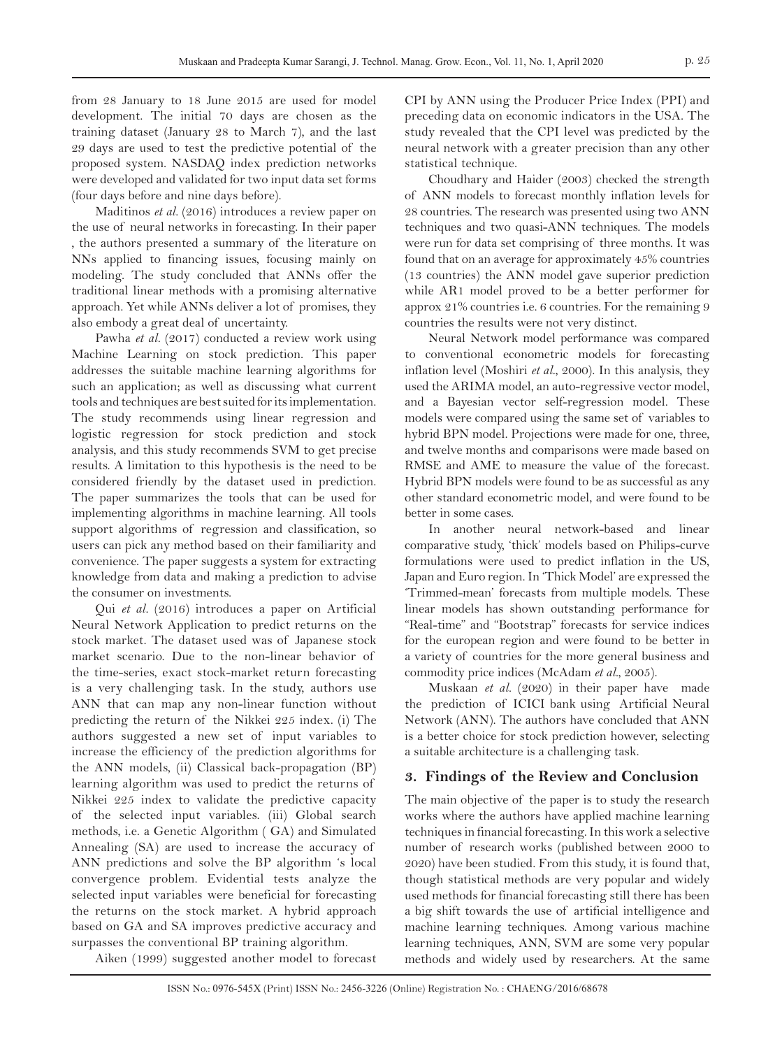from 28 January to 18 June 2015 are used for model development. The initial 70 days are chosen as the training dataset (January 28 to March 7), and the last 29 days are used to test the predictive potential of the proposed system. NASDAQ index prediction networks were developed and validated for two input data set forms (four days before and nine days before).

Maditinos *et al.* (2016) introduces a review paper on the use of neural networks in forecasting. In their paper , the authors presented a summary of the literature on NNs applied to financing issues, focusing mainly on modeling. The study concluded that ANNs offer the traditional linear methods with a promising alternative approach. Yet while ANNs deliver a lot of promises, they also embody a great deal of uncertainty.

Pawha *et al.* (2017) conducted a review work using Machine Learning on stock prediction. This paper addresses the suitable machine learning algorithms for such an application; as well as discussing what current tools and techniques are best suited for its implementation. The study recommends using linear regression and logistic regression for stock prediction and stock analysis, and this study recommends SVM to get precise results. A limitation to this hypothesis is the need to be considered friendly by the dataset used in prediction. The paper summarizes the tools that can be used for implementing algorithms in machine learning. All tools support algorithms of regression and classification, so users can pick any method based on their familiarity and convenience. The paper suggests a system for extracting knowledge from data and making a prediction to advise the consumer on investments.

Qui *et al.* (2016) introduces a paper on Artificial Neural Network Application to predict returns on the stock market. The dataset used was of Japanese stock market scenario. Due to the non-linear behavior of the time-series, exact stock-market return forecasting is a very challenging task. In the study, authors use ANN that can map any non-linear function without predicting the return of the Nikkei 225 index. (i) The authors suggested a new set of input variables to increase the efficiency of the prediction algorithms for the ANN models, (ii) Classical back-propagation (BP) learning algorithm was used to predict the returns of Nikkei 225 index to validate the predictive capacity of the selected input variables. (iii) Global search methods, i.e. a Genetic Algorithm ( GA) and Simulated Annealing (SA) are used to increase the accuracy of ANN predictions and solve the BP algorithm 's local convergence problem. Evidential tests analyze the selected input variables were beneficial for forecasting the returns on the stock market. A hybrid approach based on GA and SA improves predictive accuracy and surpasses the conventional BP training algorithm.

Aiken (1999) suggested another model to forecast CPI by ANN using the Producer Price Index (PPI) and preceding data on economic indicators in the USA. The study revealed that the CPI level was predicted by the neural network with a greater precision than any other statistical technique.

Choudhary and Haider (2003) checked the strength of ANN models to forecast monthly inflation levels for 28 countries. The research was presented using two ANN techniques and two quasi-ANN techniques. The models were run for data set comprising of three months. It was found that on an average for approximately 45% countries (13 countries) the ANN model gave superior prediction while AR1 model proved to be a better performer for approx 21% countries i.e. 6 countries. For the remaining 9 countries the results were not very distinct.

Neural Network model performance was compared to conventional econometric models for forecasting inflation level (Moshiri *et al.*, 2000). In this analysis, they used the ARIMA model, an auto-regressive vector model, and a Bayesian vector self-regression model. These models were compared using the same set of variables to hybrid BPN model. Projections were made for one, three, and twelve months and comparisons were made based on RMSE and AME to measure the value of the forecast. Hybrid BPN models were found to be as successful as any other standard econometric model, and were found to be better in some cases.

In another neural network-based and linear comparative study, 'thick' models based on Philips-curve formulations were used to predict inflation in the US, Japan and Euro region. In 'Thick Model' are expressed the 'Trimmed-mean' forecasts from multiple models. These linear models has shown outstanding performance for "Real-time" and "Bootstrap" forecasts for service indices for the european region and were found to be better in a variety of countries for the more general business and commodity price indices (McAdam *et al.*, 2005).

Muskaan *et al.* (2020) in their paper have made the prediction of ICICI bank using Artificial Neural Network (ANN). The authors have concluded that ANN is a better choice for stock prediction however, selecting a suitable architecture is a challenging task.

## 3. Findings of the Review and Conclusion

The main objective of the paper is to study the research works where the authors have applied machine learning techniques in financial forecasting. In this work a selective number of research works (published between 2000 to 2020) have been studied. From this study, it is found that, though statistical methods are very popular and widely used methods for financial forecasting still there has been a big shift towards the use of artificial intelligence and machine learning techniques. Among various machine learning techniques, ANN, SVM are some very popular methods and widely used by researchers. At the same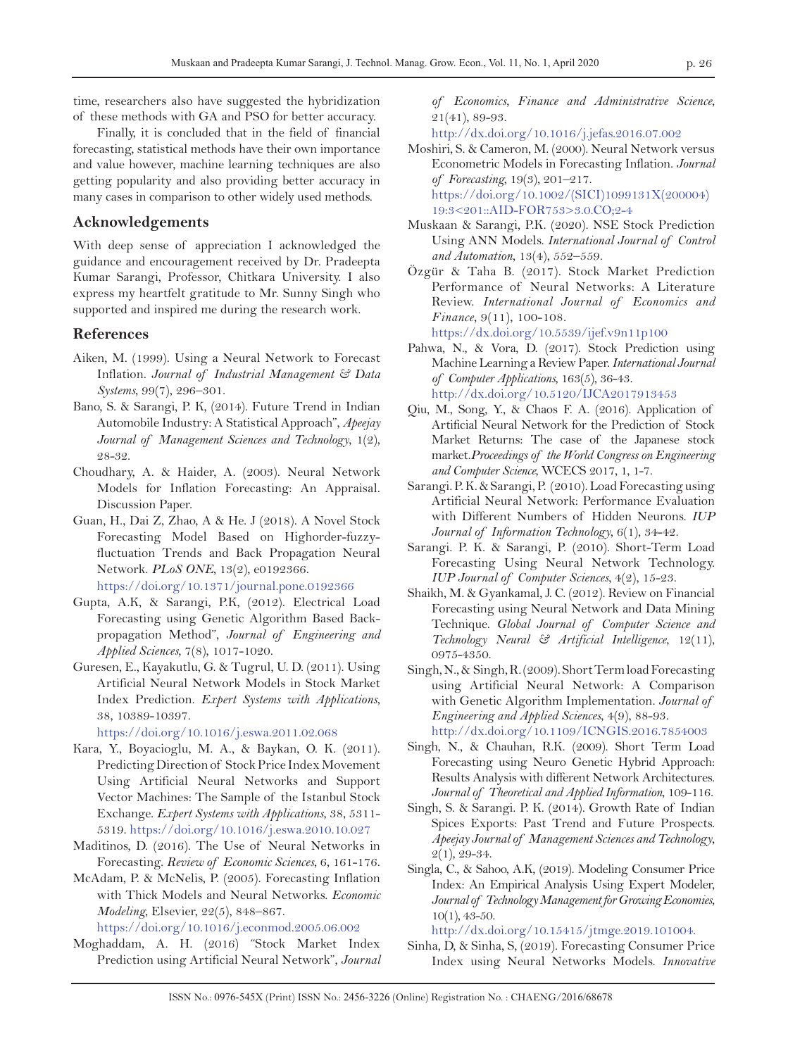time, researchers also have suggested the hybridization of these methods with GA and PSO for better accuracy.

Finally, it is concluded that in the field of financial forecasting, statistical methods have their own importance and value however, machine learning techniques are also getting popularity and also providing better accuracy in many cases in comparison to other widely used methods.

## Acknowledgements

With deep sense of appreciation I acknowledged the guidance and encouragement received by Dr. Pradeepta Kumar Sarangi, Professor, Chitkara University. I also express my heartfelt gratitude to Mr. Sunny Singh who supported and inspired me during the research work.

## References

Aiken, M. (1999). Using a Neural Network to Forecast Inflation. *Journal of Industrial Management & Data Systems*, 99(7), 296–301.

Bano, S. & Sarangi, P. K, (2014). Future Trend in Indian Automobile Industry: A Statistical Approach", *Apeejay Journal of Management Sciences and Technology*, 1(2), 28-32.

Choudhary, A. & Haider, A. (2003). Neural Network Models for Inflation Forecasting: An Appraisal. Discussion Paper.

Guan, H., Dai Z, Zhao, A & He. J (2018). A Novel Stock Forecasting Model Based on Highorder-fuzzy-fluctuation Trends and Back Propagation Neural Network. *PLoS ONE*, 13(2), e0192366. https://doi.org/10.1371/journal.pone.0192366

Gupta, A.K, & Sarangi, P.K, (2012). Electrical Load Forecasting using Genetic Algorithm Based Back-propagation Method", *Journal of Engineering and Applied Sciences*, 7(8), 1017-1020.

Guresen, E., Kayakutlu, G. & Tugrul, U. D. (2011). Using Artificial Neural Network Models in Stock Market Index Prediction. *Expert Systems with Applications*, 38, 10389-10397. https://doi.org/10.1016/j.eswa.2011.02.068

Kara, Y., Boyacioglu, M. A., & Baykan, O. K. (2011). Predicting Direction of Stock Price Index Movement Using Artificial Neural Networks and Support Vector Machines: The Sample of the Istanbul Stock Exchange. *Expert Systems with Applications*, 38, 5311-5319. https://doi.org/10.1016/j.eswa.2010.10.027

Maditinos, D. (2016). The Use of Neural Networks in Forecasting. *Review of Economic Sciences*, 6, 161-176.

McAdam, P. & McNelis, P. (2005). Forecasting Inflation with Thick Models and Neural Networks. *Economic Modeling*, Elsevier, 22(5), 848–867. https://doi.org/10.1016/j.econmod.2005.06.002

Moghaddam, A. H. (2016) "Stock Market Index Prediction using Artificial Neural Network", *Journal of Economics, Finance and Administrative Science*, 21(41), 89-93. http://dx.doi.org/10.1016/j.jefas.2016.07.002

Moshiri, S. & Cameron, M. (2000). Neural Network versus Econometric Models in Forecasting Inflation. *Journal of Forecasting*, 19(3), 201–217. https://doi.org/10.1002/(SICI)1099131X(200004)19:3<201::AID-FOR753>3.0.CO;2-4

Muskaan & Sarangi, P.K. (2020). NSE Stock Prediction Using ANN Models. *International Journal of Control and Automation*, 13(4), 552–559.

Özgür & Taha B. (2017). Stock Market Prediction Performance of Neural Networks: A Literature Review. *International Journal of Economics and Finance*, 9(11), 100-108. https://dx.doi.org/10.5539/ijef.v9n11p100

Pahwa, N., & Vora, D. (2017). Stock Prediction using Machine Learning a Review Paper. *International Journal of Computer Applications*, 163(5), 36-43. http://dx.doi.org/10.5120/IJCA2017913453

Qiu, M., Song, Y., & Chaos F. A. (2016). Application of Artificial Neural Network for the Prediction of Stock Market Returns: The case of the Japanese stock market.*Proceedings of the World Congress on Engineering and Computer Science*, WCECS 2017, 1, 1-7.

Sarangi. P. K. & Sarangi, P. (2010). Load Forecasting using Artificial Neural Network: Performance Evaluation with Different Numbers of Hidden Neurons. *IUP Journal of Information Technology*, 6(1), 34-42.

Sarangi. P. K. & Sarangi, P. (2010). Short-Term Load Forecasting Using Neural Network Technology. *IUP Journal of Computer Sciences*, 4(2), 15-23.

Shaikh, M. & Gyankamal, J. C. (2012). Review on Financial Forecasting using Neural Network and Data Mining Technique. *Global Journal of Computer Science and Technology Neural & Artificial Intelligence*, 12(11), 0975-4350.

Singh, N., & Singh, R. (2009). Short Term load Forecasting using Artificial Neural Network: A Comparison with Genetic Algorithm Implementation. *Journal of Engineering and Applied Sciences*, 4(9), 88-93. http://dx.doi.org/10.1109/ICNGIS.2016.7854003

Singh, N., & Chauhan, R.K. (2009). Short Term Load Forecasting using Neuro Genetic Hybrid Approach: Results Analysis with different Network Architectures. *Journal of Theoretical and Applied Information*, 109-116.

Singh, S. & Sarangi. P. K. (2014). Growth Rate of Indian Spices Exports: Past Trend and Future Prospects. *Apeejay Journal of Management Sciences and Technology*, 2(1), 29-34.

Singla, C., & Sahoo, A.K, (2019). Modeling Consumer Price Index: An Empirical Analysis Using Expert Modeler, *Journal of Technology Management for Growing Economies*, 10(1), 43-50. http://dx.doi.org/10.15415/jtmge.2019.101004.

Sinha, D, & Sinha, S, (2019). Forecasting Consumer Price Index using Neural Networks Models. *Innovative*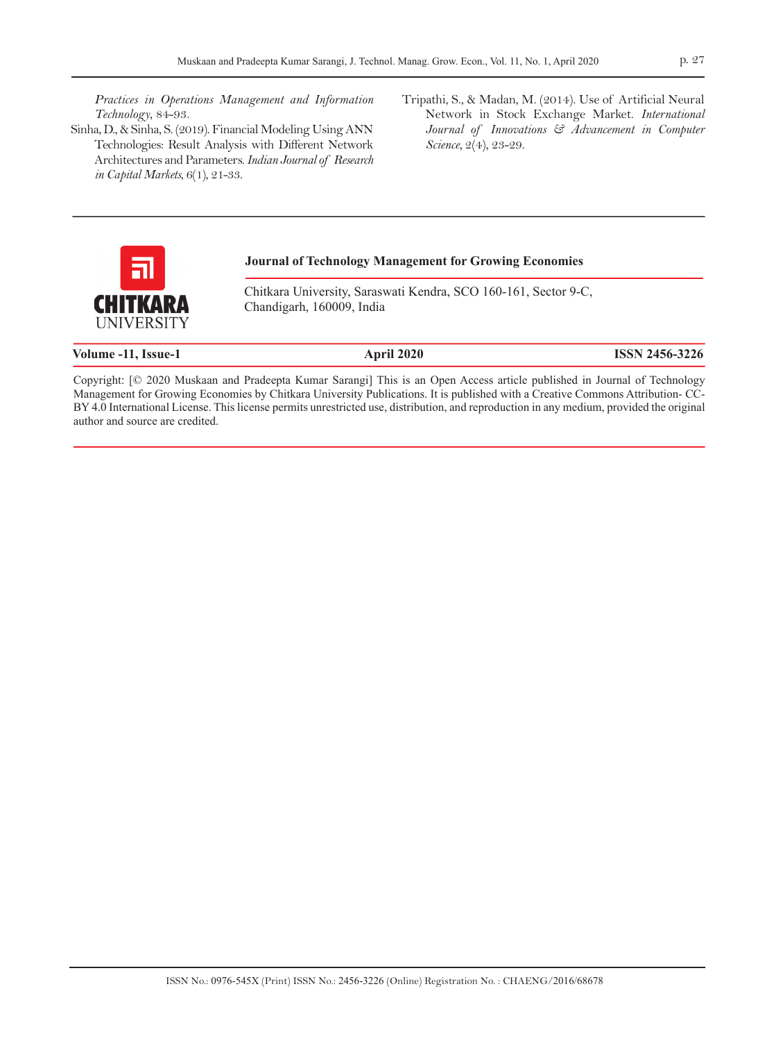*Practices in Operations Management and Information Technology*, 84-93.

Sinha, D., & Sinha, S. (2019). Financial Modeling Using ANN Technologies: Result Analysis with Different Network Architectures and Parameters. *Indian Journal of Research in Capital Markets*, 6(1), 21-33.

Tripathi, S., & Madan, M. (2014). Use of Artificial Neural Network in Stock Exchange Market. *International Journal of Innovations & Advancement in Computer Science*, 2(4), 23-29.

---

CHITKARA UNIVERSITY

**Journal of Technology Management for Growing Economies**

Chitkara University, Saraswati Kendra, SCO 160-161, Sector 9-C, Chandigarh, 160009, India

**Volume -11, Issue-1** | **April 2020** | **ISSN 2456-3226**

Copyright: [© 2020 Muskaan and Pradeepta Kumar Sarangi] This is an Open Access article published in Journal of Technology Management for Growing Economies by Chitkara University Publications. It is published with a Creative Commons Attribution- CC-BY 4.0 International License. This license permits unrestricted use, distribution, and reproduction in any medium, provided the original author and source are credited.